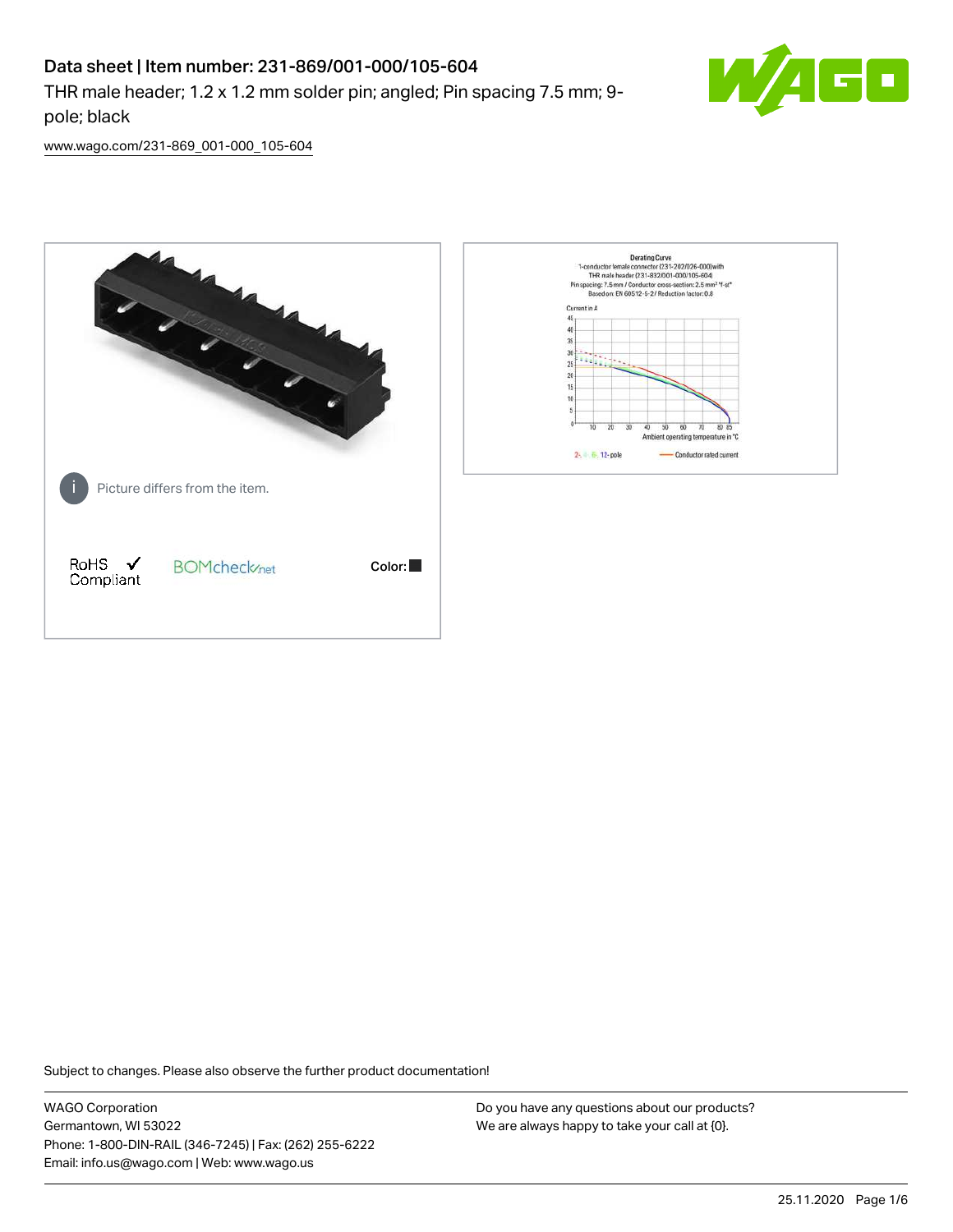# Data sheet | Item number: 231-869/001-000/105-604

THR male header; 1.2 x 1.2 mm solder pin; angled; Pin spacing 7.5 mm; 9-pole; black

www.wago.com/231-869_001-000_105-604

Picture differs from the item.

RoHS ✓ Compliant

BOMcheck.net

Color: ■

Derating Curve
1-conductor female connector (231-202/026-000) with THR male header (231-832/001-000/105-604)
Pin spacing: 7.5 mm / Conductor cross-section: 2.5 mm² "f-st"
Based on: EN 60512-5-2 / Reduction factor: 0.8

Current in A

Ambient operating temperature in °C

2-, 4-, 8-, 12-pole — Conductor rated current

Subject to changes. Please also observe the further product documentation!

WAGO Corporation
Germantown, WI 53022
Phone: 1-800-DIN-RAIL (346-7245) | Fax: (262) 255-6222
Email: info.us@wago.com | Web: www.wago.us

Do you have any questions about our products?
We are always happy to take your call at {0}.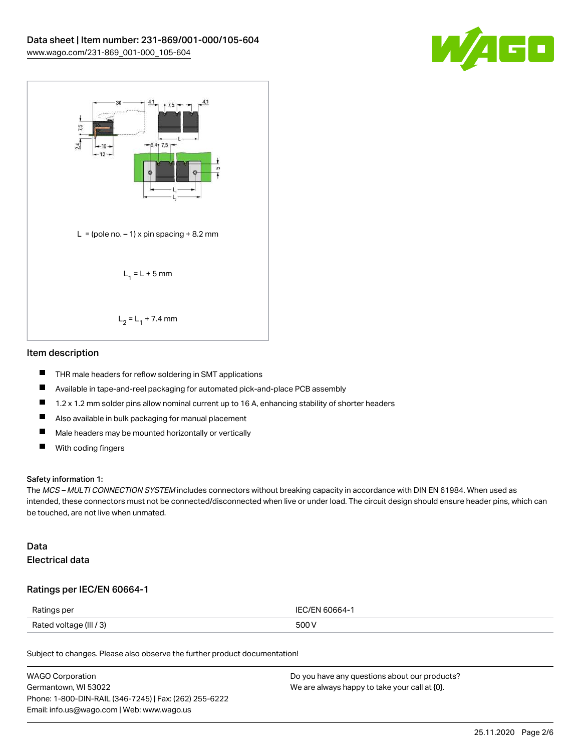L = (pole no. – 1) x pin spacing + 8.2 mm

$L_1$ = L + 5 mm

$L_2$ = $L_1$ + 7.4 mm

## Item description

- THR male headers for reflow soldering in SMT applications
- Available in tape-and-reel packaging for automated pick-and-place PCB assembly
- 1.2 x 1.2 mm solder pins allow nominal current up to 16 A, enhancing stability of shorter headers
- Also available in bulk packaging for manual placement
- Male headers may be mounted horizontally or vertically
- With coding fingers

**Safety information 1:**
The *MCS – MULTI CONNECTION SYSTEM* includes connectors without breaking capacity in accordance with DIN EN 61984. When used as intended, these connectors must not be connected/disconnected when live or under load. The circuit design should ensure header pins, which can be touched, are not live when unmated.

## Data
### Electrical data

#### Ratings per IEC/EN 60664-1

| Ratings per | IEC/EN 60664-1 |
|---|---|
| Rated voltage (III / 3) | 500 V |

Subject to changes. Please also observe the further product documentation!

WAGO Corporation
Germantown, WI 53022
Phone: 1-800-DIN-RAIL (346-7245) | Fax: (262) 255-6222
Email: info.us@wago.com | Web: www.wago.us

Do you have any questions about our products?
We are always happy to take your call at {0}.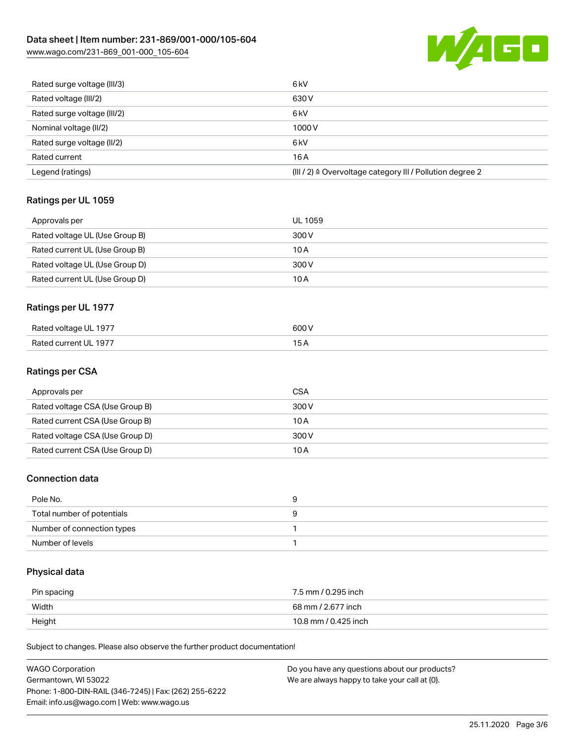| | |
|---|---|
| Rated surge voltage (III/3) | 6 kV |
| Rated voltage (III/2) | 630 V |
| Rated surge voltage (III/2) | 6 kV |
| Nominal voltage (II/2) | 1000 V |
| Rated surge voltage (II/2) | 6 kV |
| Rated current | 16 A |
| Legend (ratings) | (III / 2) ≙ Overvoltage category III / Pollution degree 2 |

## Ratings per UL 1059

| | |
|---|---|
| Approvals per | UL 1059 |
| Rated voltage UL (Use Group B) | 300 V |
| Rated current UL (Use Group B) | 10 A |
| Rated voltage UL (Use Group D) | 300 V |
| Rated current UL (Use Group D) | 10 A |

## Ratings per UL 1977

| | |
|---|---|
| Rated voltage UL 1977 | 600 V |
| Rated current UL 1977 | 15 A |

## Ratings per CSA

| | |
|---|---|
| Approvals per | CSA |
| Rated voltage CSA (Use Group B) | 300 V |
| Rated current CSA (Use Group B) | 10 A |
| Rated voltage CSA (Use Group D) | 300 V |
| Rated current CSA (Use Group D) | 10 A |

## Connection data

| | |
|---|---|
| Pole No. | 9 |
| Total number of potentials | 9 |
| Number of connection types | 1 |
| Number of levels | 1 |

## Physical data

| | |
|---|---|
| Pin spacing | 7.5 mm / 0.295 inch |
| Width | 68 mm / 2.677 inch |
| Height | 10.8 mm / 0.425 inch |

Subject to changes. Please also observe the further product documentation!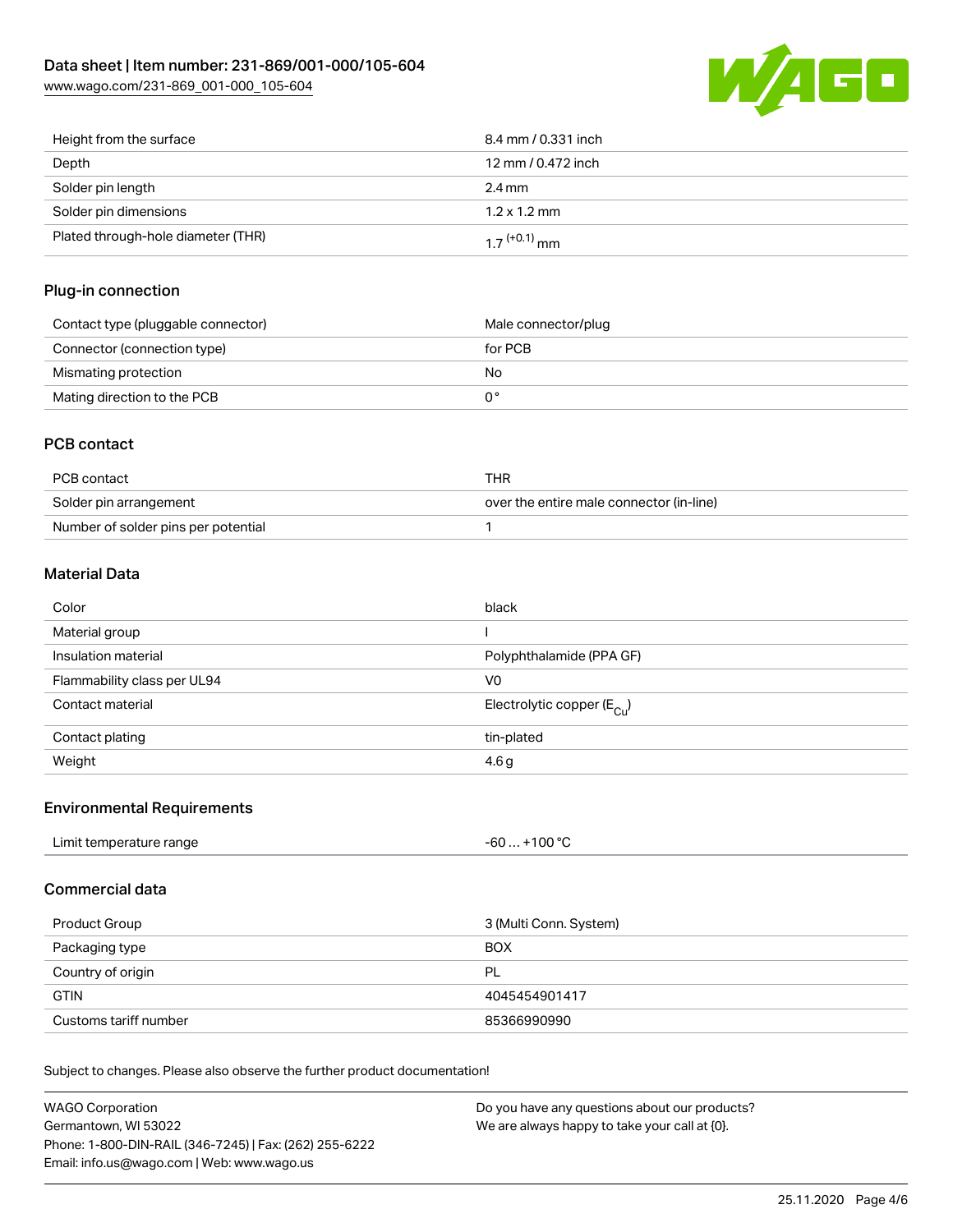| | |
| --- | --- |
| Height from the surface | 8.4 mm / 0.331 inch |
| Depth | 12 mm / 0.472 inch |
| Solder pin length | 2.4 mm |
| Solder pin dimensions | 1.2 x 1.2 mm |
| Plated through-hole diameter (THR) | $1.7^{(+0.1)}$ mm |

## Plug-in connection

| | |
| --- | --- |
| Contact type (pluggable connector) | Male connector/plug |
| Connector (connection type) | for PCB |
| Mismating protection | No |
| Mating direction to the PCB | 0 ° |

## PCB contact

| | |
| --- | --- |
| PCB contact | THR |
| Solder pin arrangement | over the entire male connector (in-line) |
| Number of solder pins per potential | 1 |

## Material Data

| | |
| --- | --- |
| Color | black |
| Material group | I |
| Insulation material | Polyphthalamide (PPA GF) |
| Flammability class per UL94 | V0 |
| Contact material | Electrolytic copper ($E_{Cu}$) |
| Contact plating | tin-plated |
| Weight | 4.6 g |

## Environmental Requirements

| | |
| --- | --- |
| Limit temperature range | -60 … +100 °C |

## Commercial data

| | |
| --- | --- |
| Product Group | 3 (Multi Conn. System) |
| Packaging type | BOX |
| Country of origin | PL |
| GTIN | 4045454901417 |
| Customs tariff number | 85366990990 |

Subject to changes. Please also observe the further product documentation!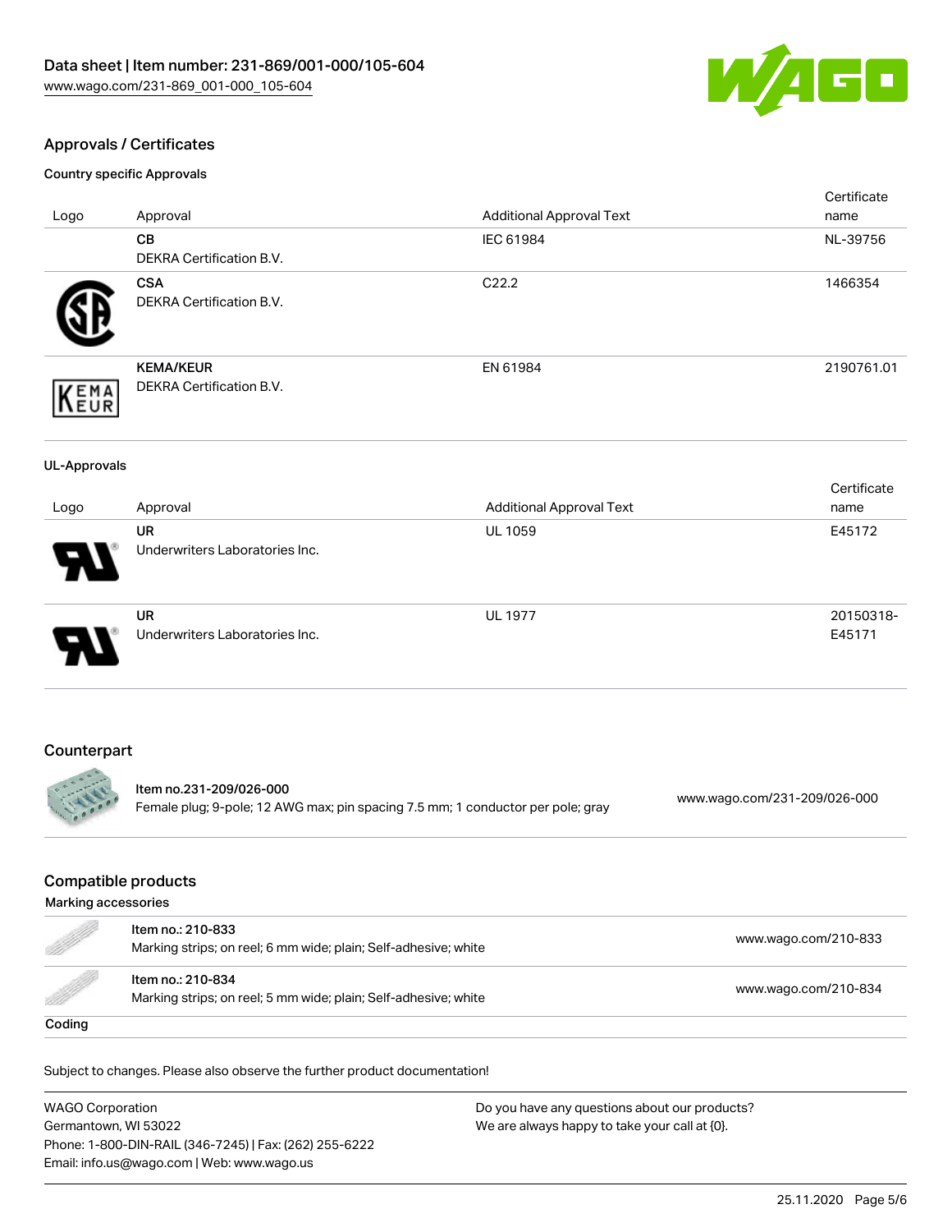## Approvals / Certificates

### Country specific Approvals

| Logo | Approval | Additional Approval Text | Certificate name |
|---|---|---|---|
| | **CB**<br>DEKRA Certification B.V. | IEC 61984 | NL-39756 |
| | **CSA**<br>DEKRA Certification B.V. | C22.2 | 1466354 |
| | **KEMA/KEUR**<br>DEKRA Certification B.V. | EN 61984 | 2190761.01 |

### UL-Approvals

| Logo | Approval | Additional Approval Text | Certificate name |
|---|---|---|---|
| | **UR**<br>Underwriters Laboratories Inc. | UL 1059 | E45172 |
| | **UR**<br>Underwriters Laboratories Inc. | UL 1977 | 20150318-E45171 |

## Counterpart

| Item | URL |
|---|---|
| Item no.231-209/026-000<br>Female plug; 9-pole; 12 AWG max; pin spacing 7.5 mm; 1 conductor per pole; gray | www.wago.com/231-209/026-000 |

## Compatible products

### Marking accessories

| Item | URL |
|---|---|
| Item no.: 210-833<br>Marking strips; on reel; 6 mm wide; plain; Self-adhesive; white | www.wago.com/210-833 |
| Item no.: 210-834<br>Marking strips; on reel; 5 mm wide; plain; Self-adhesive; white | www.wago.com/210-834 |

### Coding

Subject to changes. Please also observe the further product documentation!

WAGO Corporation
Germantown, WI 53022
Phone: 1-800-DIN-RAIL (346-7245) | Fax: (262) 255-6222
Email: info.us@wago.com | Web: www.wago.us

Do you have any questions about our products?
We are always happy to take your call at {0}.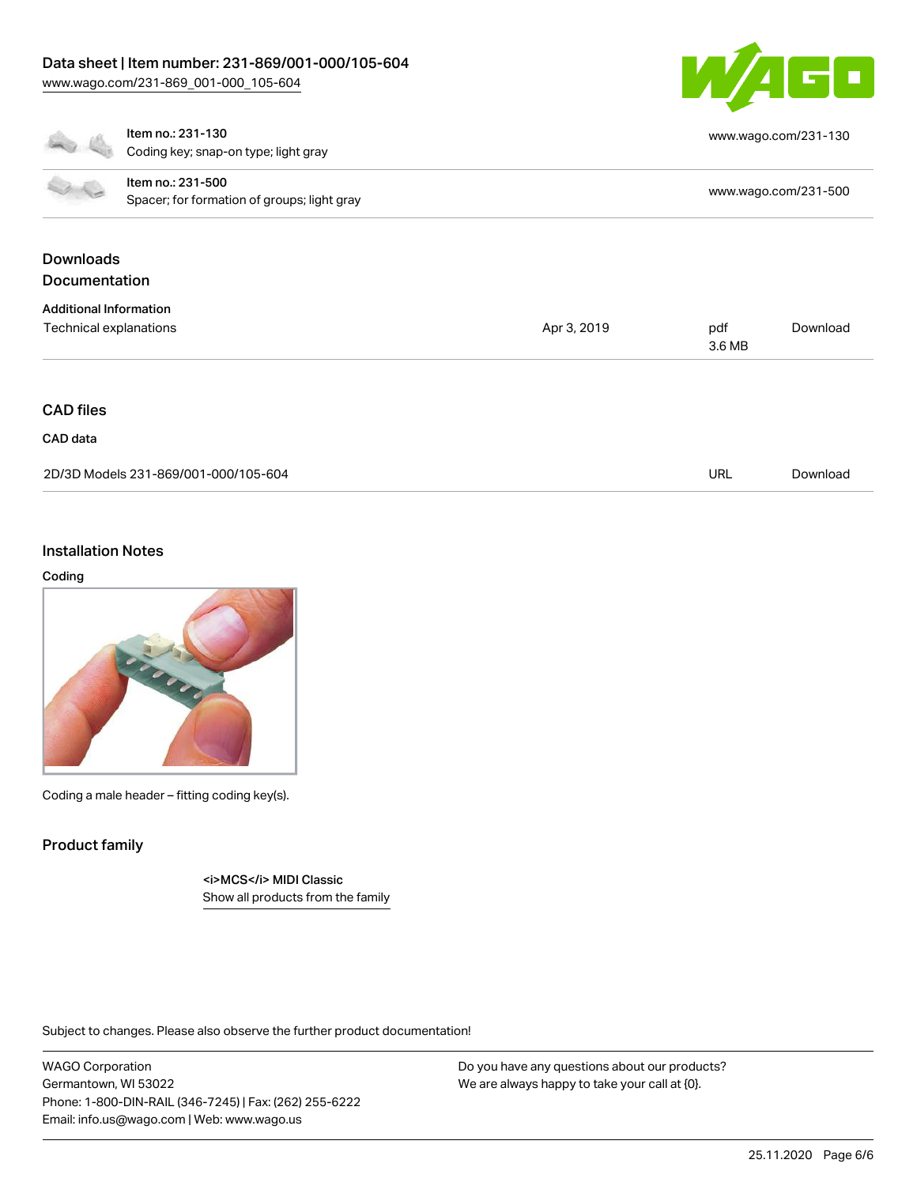| | | |
|---|---|---|
| | Item no.: 231-130<br>Coding key; snap-on type; light gray | www.wago.com/231-130 |
| | Item no.: 231-500<br>Spacer; for formation of groups; light gray | www.wago.com/231-500 |

## Downloads

## Documentation

**Additional Information**

| | | | |
|---|---|---|---|
| Technical explanations | Apr 3, 2019 | pdf<br>3.6 MB | Download |

## CAD files

**CAD data**

| | | |
|---|---|---|
| 2D/3D Models 231-869/001-000/105-604 | URL | Download |

## Installation Notes

**Coding**

Coding a male header – fitting coding key(s).

## Product family

<i>MCS</i> MIDI Classic
Show all products from the family

Subject to changes. Please also observe the further product documentation!

WAGO Corporation
Germantown, WI 53022
Phone: 1-800-DIN-RAIL (346-7245) | Fax: (262) 255-6222
Email: info.us@wago.com | Web: www.wago.us

Do you have any questions about our products?
We are always happy to take your call at {0}.